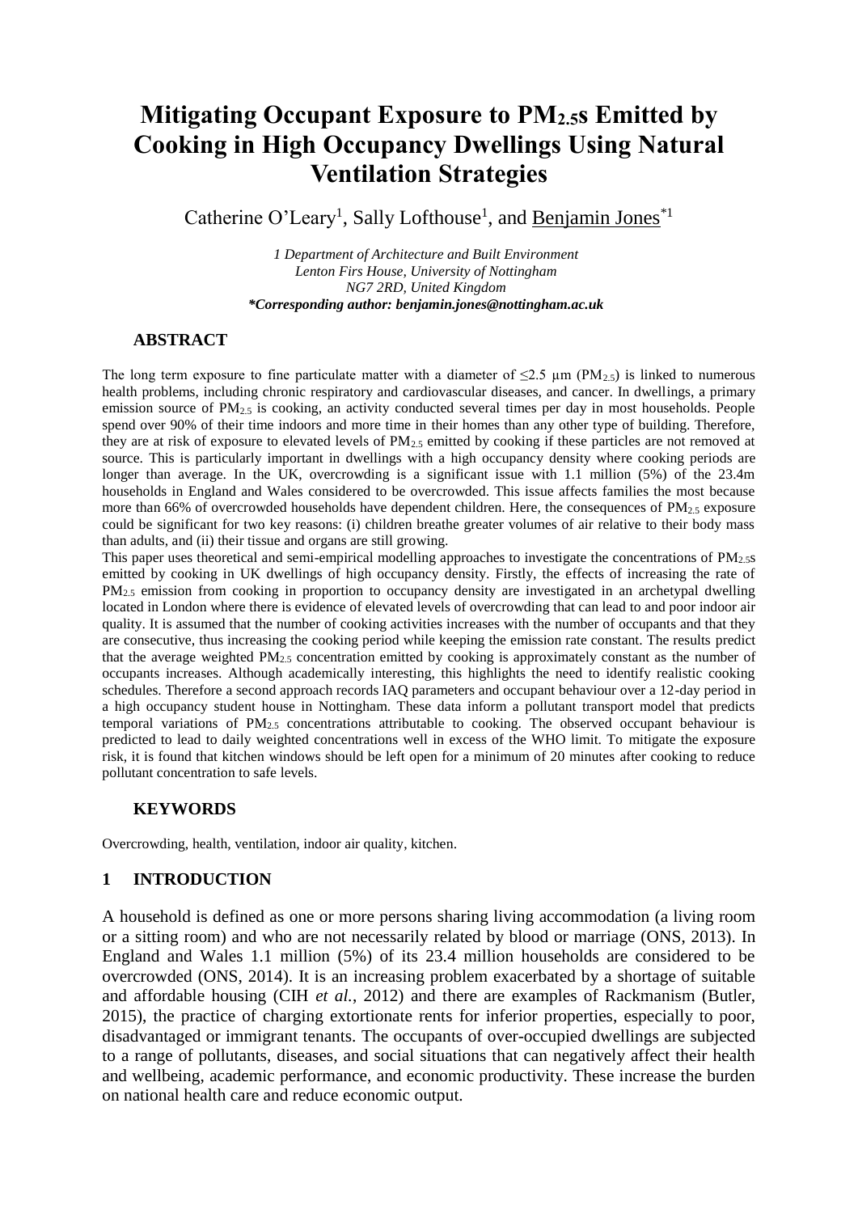# Mitigating Occupant Exposure to $PM_{2.5}$s Emitted by Cooking in High Occupancy Dwellings Using Natural Ventilation Strategies

Catherine O'Leary[1], Sally Lofthouse[1], and Benjamin Jones[*1]

*1 Department of Architecture and Built Environment*
*Lenton Firs House, University of Nottingham*
*NG7 2RD, United Kingdom*
***Corresponding author: benjamin.jones@nottingham.ac.uk***

## ABSTRACT

The long term exposure to fine particulate matter with a diameter of ≤2.5 µm ($PM_{2.5}$) is linked to numerous health problems, including chronic respiratory and cardiovascular diseases, and cancer. In dwellings, a primary emission source of $PM_{2.5}$ is cooking, an activity conducted several times per day in most households. People spend over 90% of their time indoors and more time in their homes than any other type of building. Therefore, they are at risk of exposure to elevated levels of $PM_{2.5}$ emitted by cooking if these particles are not removed at source. This is particularly important in dwellings with a high occupancy density where cooking periods are longer than average. In the UK, overcrowding is a significant issue with 1.1 million (5%) of the 23.4m households in England and Wales considered to be overcrowded. This issue affects families the most because more than 66% of overcrowded households have dependent children. Here, the consequences of $PM_{2.5}$ exposure could be significant for two key reasons: (i) children breathe greater volumes of air relative to their body mass than adults, and (ii) their tissue and organs are still growing.

This paper uses theoretical and semi-empirical modelling approaches to investigate the concentrations of $PM_{2.5}$s emitted by cooking in UK dwellings of high occupancy density. Firstly, the effects of increasing the rate of $PM_{2.5}$ emission from cooking in proportion to occupancy density are investigated in an archetypal dwelling located in London where there is evidence of elevated levels of overcrowding that can lead to and poor indoor air quality. It is assumed that the number of cooking activities increases with the number of occupants and that they are consecutive, thus increasing the cooking period while keeping the emission rate constant. The results predict that the average weighted $PM_{2.5}$ concentration emitted by cooking is approximately constant as the number of occupants increases. Although academically interesting, this highlights the need to identify realistic cooking schedules. Therefore a second approach records IAQ parameters and occupant behaviour over a 12-day period in a high occupancy student house in Nottingham. These data inform a pollutant transport model that predicts temporal variations of $PM_{2.5}$ concentrations attributable to cooking. The observed occupant behaviour is predicted to lead to daily weighted concentrations well in excess of the WHO limit. To mitigate the exposure risk, it is found that kitchen windows should be left open for a minimum of 20 minutes after cooking to reduce pollutant concentration to safe levels.

## KEYWORDS

Overcrowding, health, ventilation, indoor air quality, kitchen.

## 1 INTRODUCTION

A household is defined as one or more persons sharing living accommodation (a living room or a sitting room) and who are not necessarily related by blood or marriage (ONS, 2013). In England and Wales 1.1 million (5%) of its 23.4 million households are considered to be overcrowded (ONS, 2014). It is an increasing problem exacerbated by a shortage of suitable and affordable housing (CIH *et al.*, 2012) and there are examples of Rackmanism (Butler, 2015), the practice of charging extortionate rents for inferior properties, especially to poor, disadvantaged or immigrant tenants. The occupants of over-occupied dwellings are subjected to a range of pollutants, diseases, and social situations that can negatively affect their health and wellbeing, academic performance, and economic productivity. These increase the burden on national health care and reduce economic output.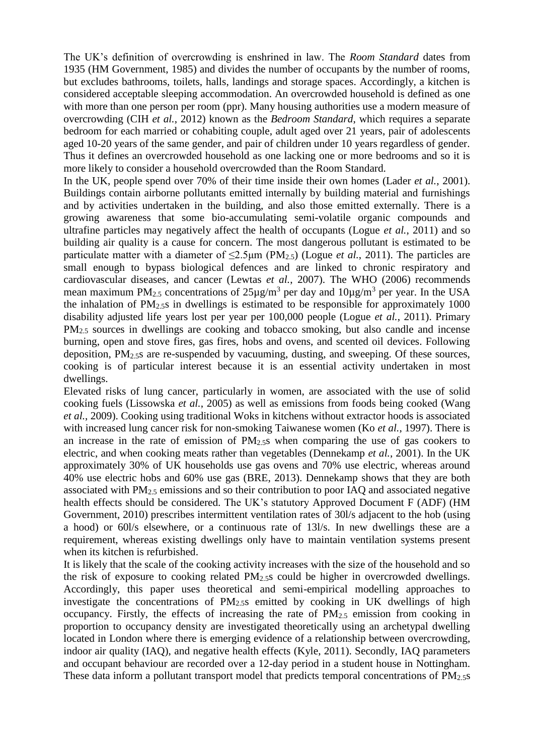The UK's definition of overcrowding is enshrined in law. The *Room Standard* dates from 1935 (HM Government, 1985) and divides the number of occupants by the number of rooms, but excludes bathrooms, toilets, halls, landings and storage spaces. Accordingly, a kitchen is considered acceptable sleeping accommodation. An overcrowded household is defined as one with more than one person per room (ppr). Many housing authorities use a modern measure of overcrowding (CIH *et al.*, 2012) known as the *Bedroom Standard*, which requires a separate bedroom for each married or cohabiting couple, adult aged over 21 years, pair of adolescents aged 10-20 years of the same gender, and pair of children under 10 years regardless of gender. Thus it defines an overcrowded household as one lacking one or more bedrooms and so it is more likely to consider a household overcrowded than the Room Standard.

In the UK, people spend over 70% of their time inside their own homes (Lader *et al.*, 2001). Buildings contain airborne pollutants emitted internally by building material and furnishings and by activities undertaken in the building, and also those emitted externally. There is a growing awareness that some bio-accumulating semi-volatile organic compounds and ultrafine particles may negatively affect the health of occupants (Logue *et al.*, 2011) and so building air quality is a cause for concern. The most dangerous pollutant is estimated to be particulate matter with a diameter of ≤2.5μm ($PM_{2.5}$) (Logue *et al.*, 2011). The particles are small enough to bypass biological defences and are linked to chronic respiratory and cardiovascular diseases, and cancer (Lewtas *et al.*, 2007). The WHO (2006) recommends mean maximum $PM_{2.5}$ concentrations of 25μg/m$^3$ per day and 10μg/m$^3$ per year. In the USA the inhalation of $PM_{2.5}$s in dwellings is estimated to be responsible for approximately 1000 disability adjusted life years lost per year per 100,000 people (Logue *et al.*, 2011). Primary $PM_{2.5}$ sources in dwellings are cooking and tobacco smoking, but also candle and incense burning, open and stove fires, gas fires, hobs and ovens, and scented oil devices. Following deposition, $PM_{2.5}$s are re-suspended by vacuuming, dusting, and sweeping. Of these sources, cooking is of particular interest because it is an essential activity undertaken in most dwellings.

Elevated risks of lung cancer, particularly in women, are associated with the use of solid cooking fuels (Lissowska *et al.*, 2005) as well as emissions from foods being cooked (Wang *et al.*, 2009). Cooking using traditional Woks in kitchens without extractor hoods is associated with increased lung cancer risk for non-smoking Taiwanese women (Ko *et al.*, 1997). There is an increase in the rate of emission of $PM_{2.5}$s when comparing the use of gas cookers to electric, and when cooking meats rather than vegetables (Dennekamp *et al.*, 2001). In the UK approximately 30% of UK households use gas ovens and 70% use electric, whereas around 40% use electric hobs and 60% use gas (BRE, 2013). Dennekamp shows that they are both associated with $PM_{2.5}$ emissions and so their contribution to poor IAQ and associated negative health effects should be considered. The UK's statutory Approved Document F (ADF) (HM Government, 2010) prescribes intermittent ventilation rates of 30l/s adjacent to the hob (using a hood) or 60l/s elsewhere, or a continuous rate of 13l/s. In new dwellings these are a requirement, whereas existing dwellings only have to maintain ventilation systems present when its kitchen is refurbished.

It is likely that the scale of the cooking activity increases with the size of the household and so the risk of exposure to cooking related $PM_{2.5}$s could be higher in overcrowded dwellings. Accordingly, this paper uses theoretical and semi-empirical modelling approaches to investigate the concentrations of $PM_{2.5}$s emitted by cooking in UK dwellings of high occupancy. Firstly, the effects of increasing the rate of $PM_{2.5}$ emission from cooking in proportion to occupancy density are investigated theoretically using an archetypal dwelling located in London where there is emerging evidence of a relationship between overcrowding, indoor air quality (IAQ), and negative health effects (Kyle, 2011). Secondly, IAQ parameters and occupant behaviour are recorded over a 12-day period in a student house in Nottingham. These data inform a pollutant transport model that predicts temporal concentrations of $PM_{2.5}$s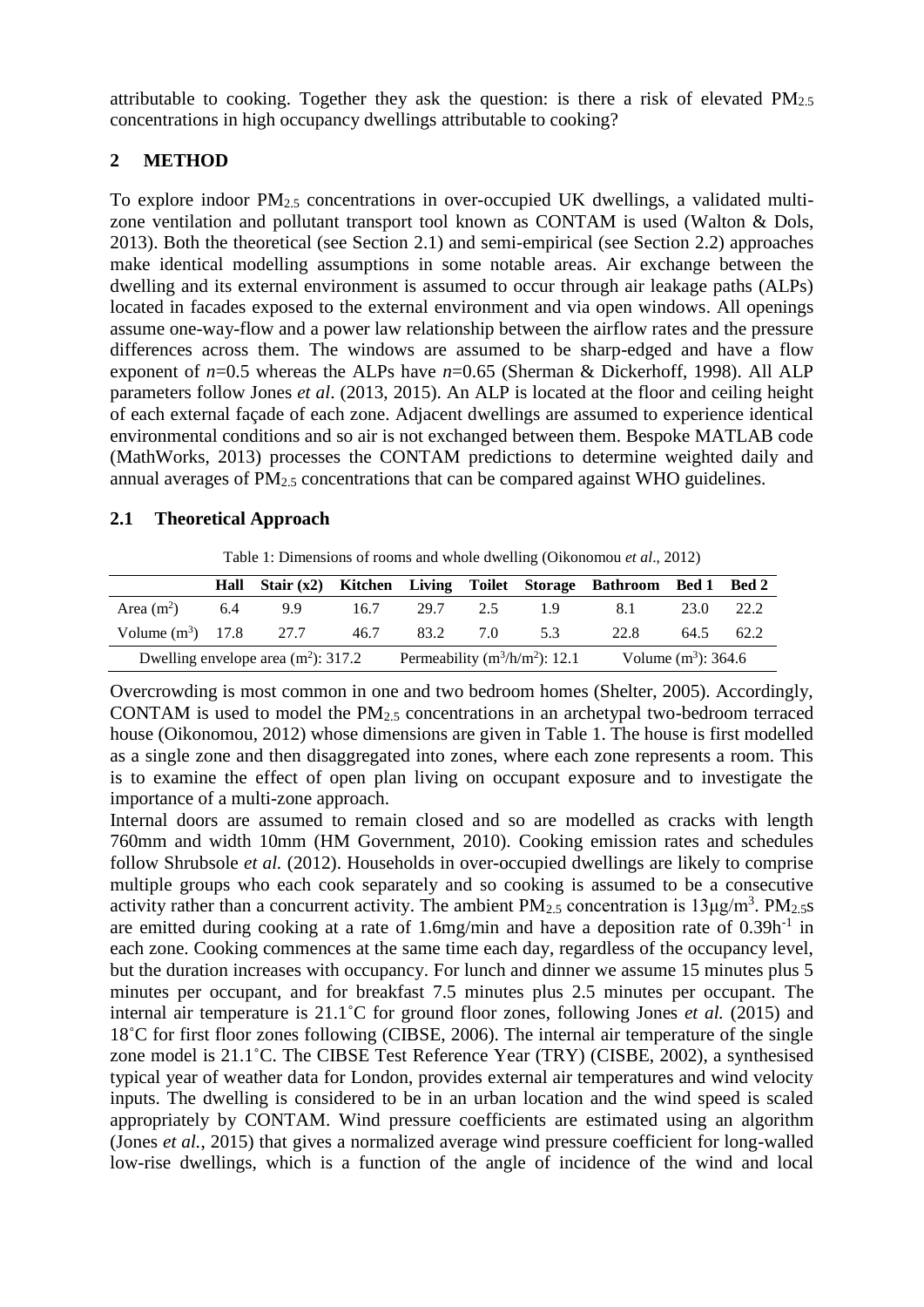attributable to cooking. Together they ask the question: is there a risk of elevated $PM_{2.5}$ concentrations in high occupancy dwellings attributable to cooking?

## 2 METHOD

To explore indoor $PM_{2.5}$ concentrations in over-occupied UK dwellings, a validated multi-zone ventilation and pollutant transport tool known as CONTAM is used (Walton & Dols, 2013). Both the theoretical (see Section 2.1) and semi-empirical (see Section 2.2) approaches make identical modelling assumptions in some notable areas. Air exchange between the dwelling and its external environment is assumed to occur through air leakage paths (ALPs) located in facades exposed to the external environment and via open windows. All openings assume one-way-flow and a power law relationship between the airflow rates and the pressure differences across them. The windows are assumed to be sharp-edged and have a flow exponent of $n$=0.5 whereas the ALPs have $n$=0.65 (Sherman & Dickerhoff, 1998). All ALP parameters follow Jones *et al*. (2013, 2015). An ALP is located at the floor and ceiling height of each external façade of each zone. Adjacent dwellings are assumed to experience identical environmental conditions and so air is not exchanged between them. Bespoke MATLAB code (MathWorks, 2013) processes the CONTAM predictions to determine weighted daily and annual averages of $PM_{2.5}$ concentrations that can be compared against WHO guidelines.

### 2.1 Theoretical Approach

Table 1: Dimensions of rooms and whole dwelling (Oikonomou *et al*., 2012)

| | Hall | Stair (x2) | Kitchen | Living | Toilet | Storage | Bathroom | Bed 1 | Bed 2 |
|---|---|---|---|---|---|---|---|---|---|
| Area ($m^2$) | 6.4 | 9.9 | 16.7 | 29.7 | 2.5 | 1.9 | 8.1 | 23.0 | 22.2 |
| Volume ($m^3$) | 17.8 | 27.7 | 46.7 | 83.2 | 7.0 | 5.3 | 22.8 | 64.5 | 62.2 |
| Dwelling envelope area ($m^2$): 317.2 | | | | Permeability ($m^3/h/m^2$): 12.1 | | | Volume ($m^3$): 364.6 | | |

Overcrowding is most common in one and two bedroom homes (Shelter, 2005). Accordingly, CONTAM is used to model the $PM_{2.5}$ concentrations in an archetypal two-bedroom terraced house (Oikonomou, 2012) whose dimensions are given in Table 1. The house is first modelled as a single zone and then disaggregated into zones, where each zone represents a room. This is to examine the effect of open plan living on occupant exposure and to investigate the importance of a multi-zone approach.

Internal doors are assumed to remain closed and so are modelled as cracks with length 760mm and width 10mm (HM Government, 2010). Cooking emission rates and schedules follow Shrubsole *et al.* (2012). Households in over-occupied dwellings are likely to comprise multiple groups who each cook separately and so cooking is assumed to be a consecutive activity rather than a concurrent activity. The ambient $PM_{2.5}$ concentration is 13μg/$m^3$. $PM_{2.5}$s are emitted during cooking at a rate of 1.6mg/min and have a deposition rate of 0.39$h^{-1}$ in each zone. Cooking commences at the same time each day, regardless of the occupancy level, but the duration increases with occupancy. For lunch and dinner we assume 15 minutes plus 5 minutes per occupant, and for breakfast 7.5 minutes plus 2.5 minutes per occupant. The internal air temperature is 21.1˚C for ground floor zones, following Jones *et al.* (2015) and 18˚C for first floor zones following (CIBSE, 2006). The internal air temperature of the single zone model is 21.1˚C. The CIBSE Test Reference Year (TRY) (CISBE, 2002), a synthesised typical year of weather data for London, provides external air temperatures and wind velocity inputs. The dwelling is considered to be in an urban location and the wind speed is scaled appropriately by CONTAM. Wind pressure coefficients are estimated using an algorithm (Jones *et al.*, 2015) that gives a normalized average wind pressure coefficient for long-walled low-rise dwellings, which is a function of the angle of incidence of the wind and local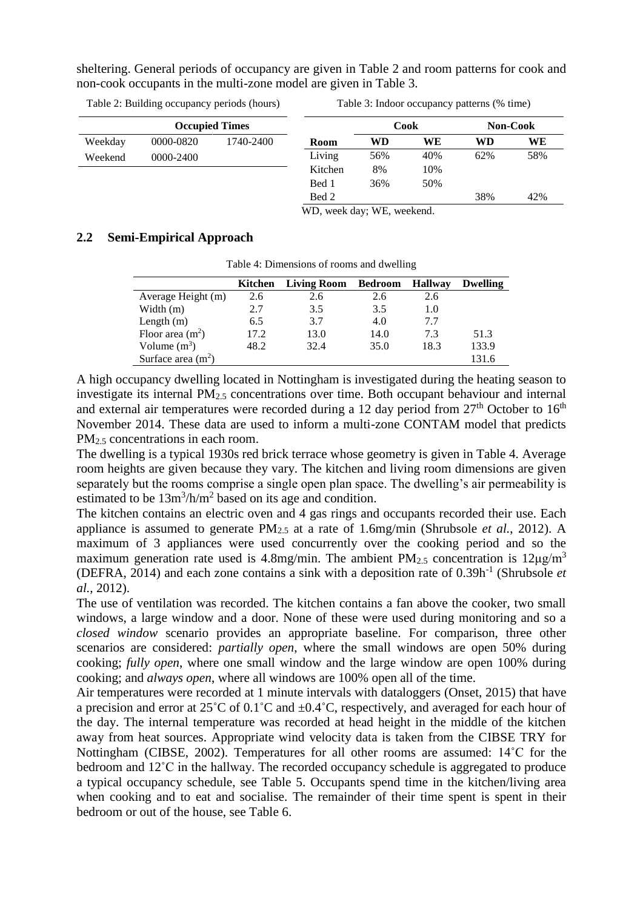sheltering. General periods of occupancy are given in Table 2 and room patterns for cook and non-cook occupants in the multi-zone model are given in Table 3.

Table 2: Building occupancy periods (hours)

| | Occupied Times | |
|---|---|---|
| Weekday | 0000-0820 | 1740-2400 |
| Weekend | 0000-2400 | |

Table 3: Indoor occupancy patterns (% time)

| | Cook | | Non-Cook | |
|---|---|---|---|---|
| **Room** | **WD** | **WE** | **WD** | **WE** |
| Living | 56% | 40% | 62% | 58% |
| Kitchen | 8% | 10% | | |
| Bed 1 | 36% | 50% | | |
| Bed 2 | | | 38% | 42% |

WD, week day; WE, weekend.

## 2.2 Semi-Empirical Approach

Table 4: Dimensions of rooms and dwelling

| | Kitchen | Living Room | Bedroom | Hallway | Dwelling |
|---|---|---|---|---|---|
| Average Height (m) | 2.6 | 2.6 | 2.6 | 2.6 | |
| Width (m) | 2.7 | 3.5 | 3.5 | 1.0 | |
| Length (m) | 6.5 | 3.7 | 4.0 | 7.7 | |
| Floor area ($m^2$) | 17.2 | 13.0 | 14.0 | 7.3 | 51.3 |
| Volume ($m^3$) | 48.2 | 32.4 | 35.0 | 18.3 | 133.9 |
| Surface area ($m^2$) | | | | | 131.6 |

A high occupancy dwelling located in Nottingham is investigated during the heating season to investigate its internal $PM_{2.5}$ concentrations over time. Both occupant behaviour and internal and external air temperatures were recorded during a 12 day period from 27th October to 16th November 2014. These data are used to inform a multi-zone CONTAM model that predicts $PM_{2.5}$ concentrations in each room.

The dwelling is a typical 1930s red brick terrace whose geometry is given in Table 4. Average room heights are given because they vary. The kitchen and living room dimensions are given separately but the rooms comprise a single open plan space. The dwelling's air permeability is estimated to be $13m^3/h/m^2$ based on its age and condition.

The kitchen contains an electric oven and 4 gas rings and occupants recorded their use. Each appliance is assumed to generate $PM_{2.5}$ at a rate of 1.6mg/min (Shrubsole *et al.*, 2012). A maximum of 3 appliances were used concurrently over the cooking period and so the maximum generation rate used is 4.8mg/min. The ambient $PM_{2.5}$ concentration is $12\mu g/m^3$ (DEFRA, 2014) and each zone contains a sink with a deposition rate of $0.39h^{-1}$ (Shrubsole *et al.*, 2012).

The use of ventilation was recorded. The kitchen contains a fan above the cooker, two small windows, a large window and a door. None of these were used during monitoring and so a *closed window* scenario provides an appropriate baseline. For comparison, three other scenarios are considered: *partially open*, where the small windows are open 50% during cooking; *fully open*, where one small window and the large window are open 100% during cooking; and *always open*, where all windows are 100% open all of the time.

Air temperatures were recorded at 1 minute intervals with dataloggers (Onset, 2015) that have a precision and error at 25˚C of 0.1˚C and ±0.4˚C, respectively, and averaged for each hour of the day. The internal temperature was recorded at head height in the middle of the kitchen away from heat sources. Appropriate wind velocity data is taken from the CIBSE TRY for Nottingham (CIBSE, 2002). Temperatures for all other rooms are assumed: 14˚C for the bedroom and 12˚C in the hallway. The recorded occupancy schedule is aggregated to produce a typical occupancy schedule, see Table 5. Occupants spend time in the kitchen/living area when cooking and to eat and socialise. The remainder of their time spent is spent in their bedroom or out of the house, see Table 6.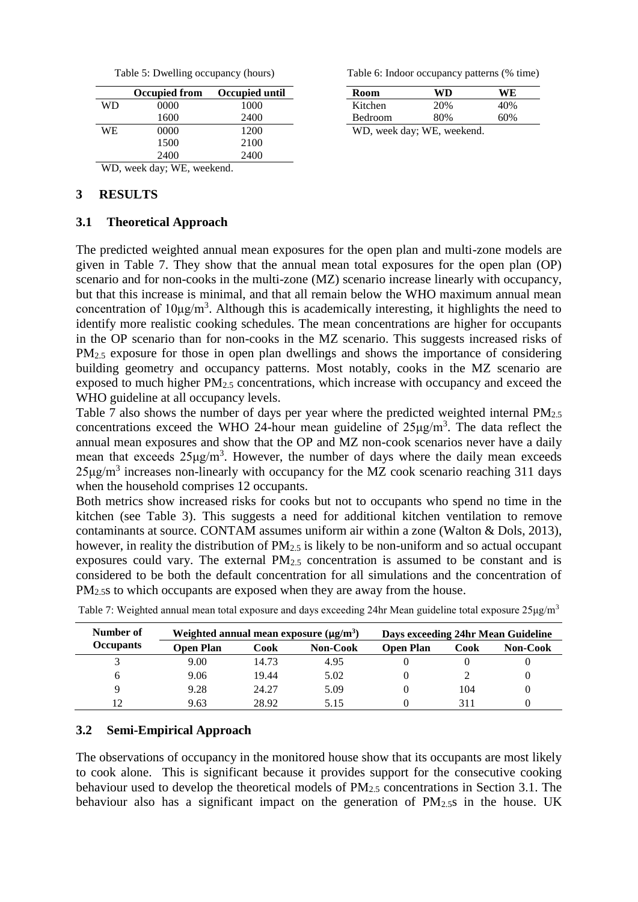Table 5: Dwelling occupancy (hours)

| | Occupied from | Occupied until |
|---|---|---|
| WD | 0000 | 1000 |
| | 1600 | 2400 |
| WE | 0000 | 1200 |
| | 1500 | 2100 |
| | 2400 | 2400 |

WD, week day; WE, weekend.

Table 6: Indoor occupancy patterns (% time)

| Room | WD | WE |
|---|---|---|
| Kitchen | 20% | 40% |
| Bedroom | 80% | 60% |

WD, week day; WE, weekend.

## 3 RESULTS

### 3.1 Theoretical Approach

The predicted weighted annual mean exposures for the open plan and multi-zone models are given in Table 7. They show that the annual mean total exposures for the open plan (OP) scenario and for non-cooks in the multi-zone (MZ) scenario increase linearly with occupancy, but that this increase is minimal, and that all remain below the WHO maximum annual mean concentration of $10\mu g/m^3$. Although this is academically interesting, it highlights the need to identify more realistic cooking schedules. The mean concentrations are higher for occupants in the OP scenario than for non-cooks in the MZ scenario. This suggests increased risks of $PM_{2.5}$ exposure for those in open plan dwellings and shows the importance of considering building geometry and occupancy patterns. Most notably, cooks in the MZ scenario are exposed to much higher $PM_{2.5}$ concentrations, which increase with occupancy and exceed the WHO guideline at all occupancy levels.

Table 7 also shows the number of days per year where the predicted weighted internal $PM_{2.5}$ concentrations exceed the WHO 24-hour mean guideline of $25\mu g/m^3$. The data reflect the annual mean exposures and show that the OP and MZ non-cook scenarios never have a daily mean that exceeds $25\mu g/m^3$. However, the number of days where the daily mean exceeds $25\mu g/m^3$ increases non-linearly with occupancy for the MZ cook scenario reaching 311 days when the household comprises 12 occupants.

Both metrics show increased risks for cooks but not to occupants who spend no time in the kitchen (see Table 3). This suggests a need for additional kitchen ventilation to remove contaminants at source. CONTAM assumes uniform air within a zone (Walton & Dols, 2013), however, in reality the distribution of $PM_{2.5}$ is likely to be non-uniform and so actual occupant exposures could vary. The external $PM_{2.5}$ concentration is assumed to be constant and is considered to be both the default concentration for all simulations and the concentration of $PM_{2.5}$s to which occupants are exposed when they are away from the house.

Table 7: Weighted annual mean total exposure and days exceeding 24hr Mean guideline total exposure $25\mu g/m^3$

| Number of Occupants | Weighted annual mean exposure ($\mu g/m^3$) | | | Days exceeding 24hr Mean Guideline | | |
|---|---|---|---|---|---|---|
| | Open Plan | Cook | Non-Cook | Open Plan | Cook | Non-Cook |
| 3 | 9.00 | 14.73 | 4.95 | 0 | 0 | 0 |
| 6 | 9.06 | 19.44 | 5.02 | 0 | 2 | 0 |
| 9 | 9.28 | 24.27 | 5.09 | 0 | 104 | 0 |
| 12 | 9.63 | 28.92 | 5.15 | 0 | 311 | 0 |

### 3.2 Semi-Empirical Approach

The observations of occupancy in the monitored house show that its occupants are most likely to cook alone. This is significant because it provides support for the consecutive cooking behaviour used to develop the theoretical models of $PM_{2.5}$ concentrations in Section 3.1. The behaviour also has a significant impact on the generation of $PM_{2.5}$s in the house. UK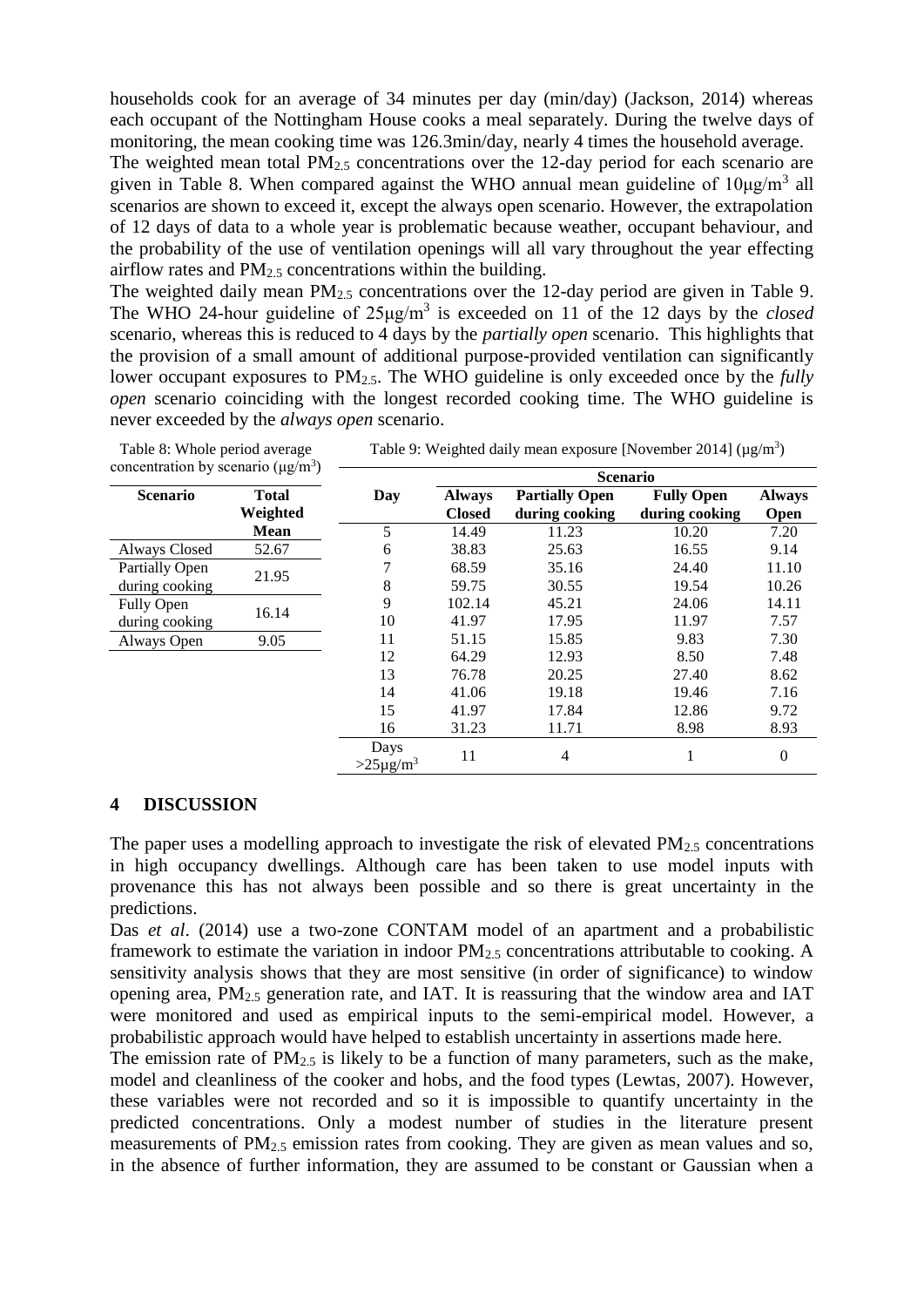households cook for an average of 34 minutes per day (min/day) (Jackson, 2014) whereas each occupant of the Nottingham House cooks a meal separately. During the twelve days of monitoring, the mean cooking time was 126.3min/day, nearly 4 times the household average.

The weighted mean total $PM_{2.5}$ concentrations over the 12-day period for each scenario are given in Table 8. When compared against the WHO annual mean guideline of $10\mu g/m^3$ all scenarios are shown to exceed it, except the always open scenario. However, the extrapolation of 12 days of data to a whole year is problematic because weather, occupant behaviour, and the probability of the use of ventilation openings will all vary throughout the year effecting airflow rates and $PM_{2.5}$ concentrations within the building.

The weighted daily mean $PM_{2.5}$ concentrations over the 12-day period are given in Table 9. The WHO 24-hour guideline of $25\mu g/m^3$ is exceeded on 11 of the 12 days by the *closed* scenario, whereas this is reduced to 4 days by the *partially open* scenario. This highlights that the provision of a small amount of additional purpose-provided ventilation can significantly lower occupant exposures to $PM_{2.5}$. The WHO guideline is only exceeded once by the *fully open* scenario coinciding with the longest recorded cooking time. The WHO guideline is never exceeded by the *always open* scenario.

Table 8: Whole period average concentration by scenario ($\mu g/m^3$)

| Scenario | Total Weighted Mean |
|---|---|
| Always Closed | 52.67 |
| Partially Open during cooking | 21.95 |
| Fully Open during cooking | 16.14 |
| Always Open | 9.05 |

Table 9: Weighted daily mean exposure [November 2014] ($\mu g/m^3$)

| Day | Scenario | | | |
|---|---|---|---|---|
| | Always Closed | Partially Open during cooking | Fully Open during cooking | Always Open |
| 5 | 14.49 | 11.23 | 10.20 | 7.20 |
| 6 | 38.83 | 25.63 | 16.55 | 9.14 |
| 7 | 68.59 | 35.16 | 24.40 | 11.10 |
| 8 | 59.75 | 30.55 | 19.54 | 10.26 |
| 9 | 102.14 | 45.21 | 24.06 | 14.11 |
| 10 | 41.97 | 17.95 | 11.97 | 7.57 |
| 11 | 51.15 | 15.85 | 9.83 | 7.30 |
| 12 | 64.29 | 12.93 | 8.50 | 7.48 |
| 13 | 76.78 | 20.25 | 27.40 | 8.62 |
| 14 | 41.06 | 19.18 | 19.46 | 7.16 |
| 15 | 41.97 | 17.84 | 12.86 | 9.72 |
| 16 | 31.23 | 11.71 | 8.98 | 8.93 |
| Days $>25\mu g/m^3$ | 11 | 4 | 1 | 0 |

## 4 DISCUSSION

The paper uses a modelling approach to investigate the risk of elevated $PM_{2.5}$ concentrations in high occupancy dwellings. Although care has been taken to use model inputs with provenance this has not always been possible and so there is great uncertainty in the predictions.

Das *et al*. (2014) use a two-zone CONTAM model of an apartment and a probabilistic framework to estimate the variation in indoor $PM_{2.5}$ concentrations attributable to cooking. A sensitivity analysis shows that they are most sensitive (in order of significance) to window opening area, $PM_{2.5}$ generation rate, and IAT. It is reassuring that the window area and IAT were monitored and used as empirical inputs to the semi-empirical model. However, a probabilistic approach would have helped to establish uncertainty in assertions made here.

The emission rate of $PM_{2.5}$ is likely to be a function of many parameters, such as the make, model and cleanliness of the cooker and hobs, and the food types (Lewtas, 2007). However, these variables were not recorded and so it is impossible to quantify uncertainty in the predicted concentrations. Only a modest number of studies in the literature present measurements of $PM_{2.5}$ emission rates from cooking. They are given as mean values and so, in the absence of further information, they are assumed to be constant or Gaussian when a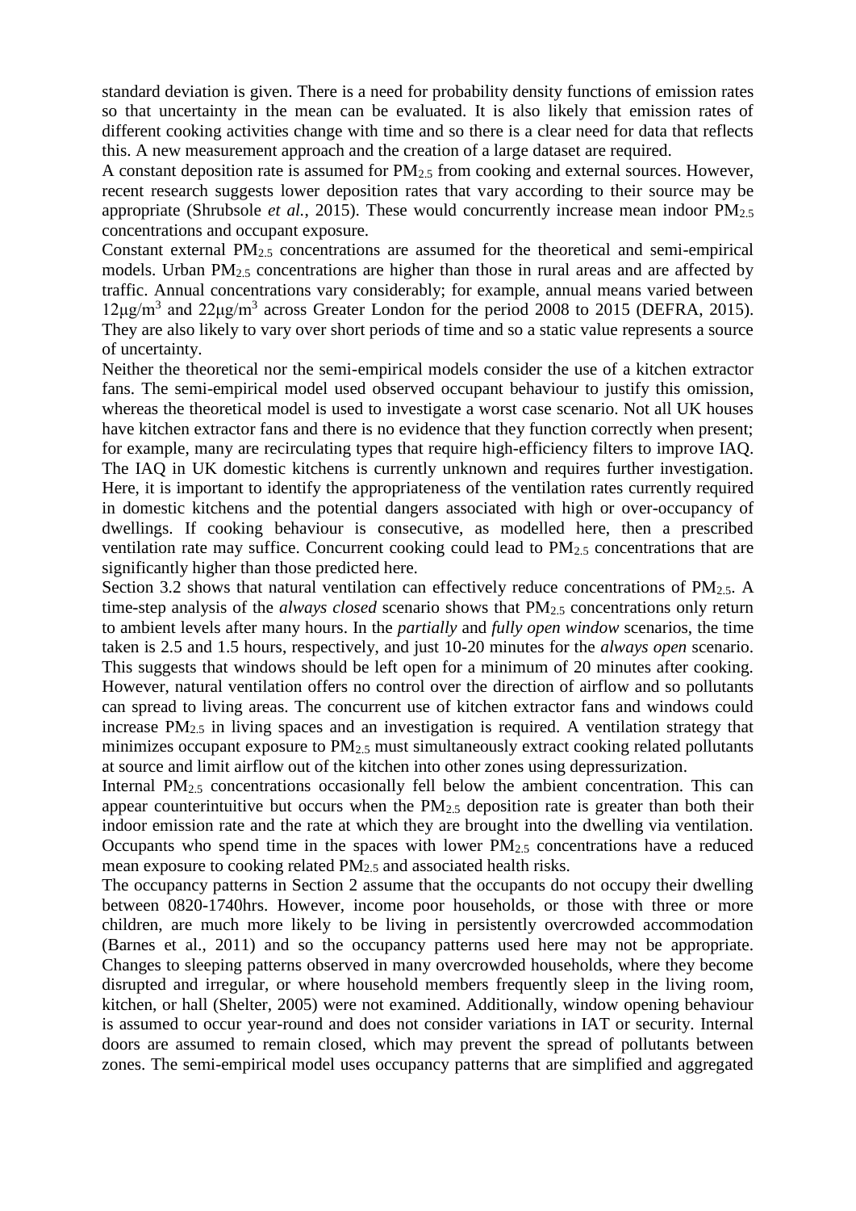standard deviation is given. There is a need for probability density functions of emission rates so that uncertainty in the mean can be evaluated. It is also likely that emission rates of different cooking activities change with time and so there is a clear need for data that reflects this. A new measurement approach and the creation of a large dataset are required.

A constant deposition rate is assumed for $PM_{2.5}$ from cooking and external sources. However, recent research suggests lower deposition rates that vary according to their source may be appropriate (Shrubsole *et al.*, 2015). These would concurrently increase mean indoor $PM_{2.5}$ concentrations and occupant exposure.

Constant external $PM_{2.5}$ concentrations are assumed for the theoretical and semi-empirical models. Urban $PM_{2.5}$ concentrations are higher than those in rural areas and are affected by traffic. Annual concentrations vary considerably; for example, annual means varied between $12\mu g/m^3$ and $22\mu g/m^3$ across Greater London for the period 2008 to 2015 (DEFRA, 2015). They are also likely to vary over short periods of time and so a static value represents a source of uncertainty.

Neither the theoretical nor the semi-empirical models consider the use of a kitchen extractor fans. The semi-empirical model used observed occupant behaviour to justify this omission, whereas the theoretical model is used to investigate a worst case scenario. Not all UK houses have kitchen extractor fans and there is no evidence that they function correctly when present; for example, many are recirculating types that require high-efficiency filters to improve IAQ. The IAQ in UK domestic kitchens is currently unknown and requires further investigation. Here, it is important to identify the appropriateness of the ventilation rates currently required in domestic kitchens and the potential dangers associated with high or over-occupancy of dwellings. If cooking behaviour is consecutive, as modelled here, then a prescribed ventilation rate may suffice. Concurrent cooking could lead to $PM_{2.5}$ concentrations that are significantly higher than those predicted here.

Section 3.2 shows that natural ventilation can effectively reduce concentrations of $PM_{2.5}$. A time-step analysis of the *always closed* scenario shows that $PM_{2.5}$ concentrations only return to ambient levels after many hours. In the *partially* and *fully open window* scenarios, the time taken is 2.5 and 1.5 hours, respectively, and just 10-20 minutes for the *always open* scenario. This suggests that windows should be left open for a minimum of 20 minutes after cooking. However, natural ventilation offers no control over the direction of airflow and so pollutants can spread to living areas. The concurrent use of kitchen extractor fans and windows could increase $PM_{2.5}$ in living spaces and an investigation is required. A ventilation strategy that minimizes occupant exposure to $PM_{2.5}$ must simultaneously extract cooking related pollutants at source and limit airflow out of the kitchen into other zones using depressurization.

Internal $PM_{2.5}$ concentrations occasionally fell below the ambient concentration. This can appear counterintuitive but occurs when the $PM_{2.5}$ deposition rate is greater than both their indoor emission rate and the rate at which they are brought into the dwelling via ventilation. Occupants who spend time in the spaces with lower $PM_{2.5}$ concentrations have a reduced mean exposure to cooking related $PM_{2.5}$ and associated health risks.

The occupancy patterns in Section 2 assume that the occupants do not occupy their dwelling between 0820-1740hrs. However, income poor households, or those with three or more children, are much more likely to be living in persistently overcrowded accommodation (Barnes et al., 2011) and so the occupancy patterns used here may not be appropriate. Changes to sleeping patterns observed in many overcrowded households, where they become disrupted and irregular, or where household members frequently sleep in the living room, kitchen, or hall (Shelter, 2005) were not examined. Additionally, window opening behaviour is assumed to occur year-round and does not consider variations in IAT or security. Internal doors are assumed to remain closed, which may prevent the spread of pollutants between zones. The semi-empirical model uses occupancy patterns that are simplified and aggregated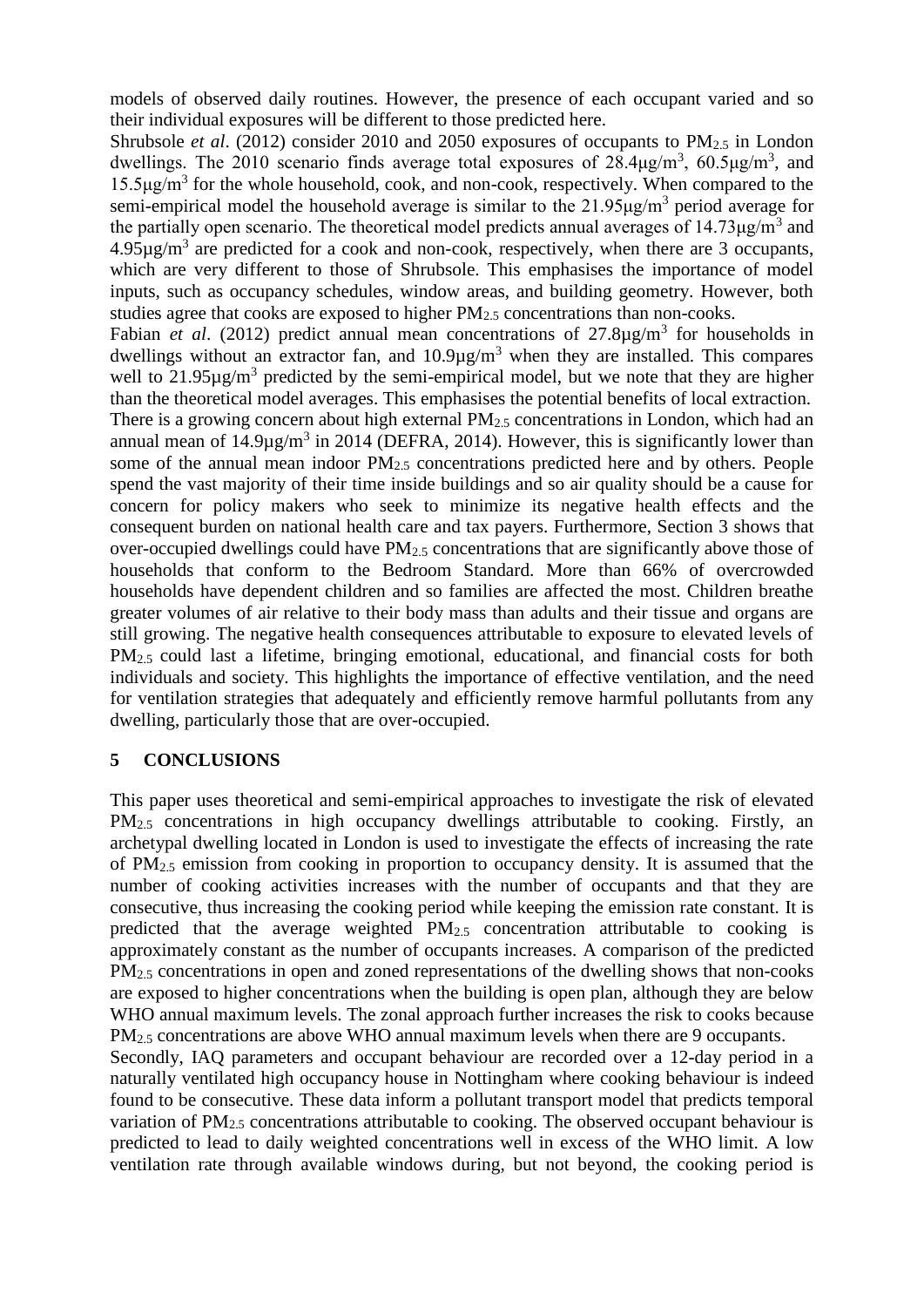models of observed daily routines. However, the presence of each occupant varied and so their individual exposures will be different to those predicted here.

Shrubsole *et al*. (2012) consider 2010 and 2050 exposures of occupants to $PM_{2.5}$ in London dwellings. The 2010 scenario finds average total exposures of $28.4\mu g/m^3$, $60.5\mu g/m^3$, and $15.5\mu g/m^3$ for the whole household, cook, and non-cook, respectively. When compared to the semi-empirical model the household average is similar to the $21.95\mu g/m^3$ period average for the partially open scenario. The theoretical model predicts annual averages of $14.73\mu g/m^3$ and $4.95\mu g/m^3$ are predicted for a cook and non-cook, respectively, when there are 3 occupants, which are very different to those of Shrubsole. This emphasises the importance of model inputs, such as occupancy schedules, window areas, and building geometry. However, both studies agree that cooks are exposed to higher $PM_{2.5}$ concentrations than non-cooks.

Fabian *et al*. (2012) predict annual mean concentrations of $27.8\mu g/m^3$ for households in dwellings without an extractor fan, and $10.9\mu g/m^3$ when they are installed. This compares well to $21.95\mu g/m^3$ predicted by the semi-empirical model, but we note that they are higher than the theoretical model averages. This emphasises the potential benefits of local extraction.

There is a growing concern about high external $PM_{2.5}$ concentrations in London, which had an annual mean of $14.9\mu g/m^3$ in 2014 (DEFRA, 2014). However, this is significantly lower than some of the annual mean indoor $PM_{2.5}$ concentrations predicted here and by others. People spend the vast majority of their time inside buildings and so air quality should be a cause for concern for policy makers who seek to minimize its negative health effects and the consequent burden on national health care and tax payers. Furthermore, Section 3 shows that over-occupied dwellings could have $PM_{2.5}$ concentrations that are significantly above those of households that conform to the Bedroom Standard. More than 66% of overcrowded households have dependent children and so families are affected the most. Children breathe greater volumes of air relative to their body mass than adults and their tissue and organs are still growing. The negative health consequences attributable to exposure to elevated levels of $PM_{2.5}$ could last a lifetime, bringing emotional, educational, and financial costs for both individuals and society. This highlights the importance of effective ventilation, and the need for ventilation strategies that adequately and efficiently remove harmful pollutants from any dwelling, particularly those that are over-occupied.

## 5 CONCLUSIONS

This paper uses theoretical and semi-empirical approaches to investigate the risk of elevated $PM_{2.5}$ concentrations in high occupancy dwellings attributable to cooking. Firstly, an archetypal dwelling located in London is used to investigate the effects of increasing the rate of $PM_{2.5}$ emission from cooking in proportion to occupancy density. It is assumed that the number of cooking activities increases with the number of occupants and that they are consecutive, thus increasing the cooking period while keeping the emission rate constant. It is predicted that the average weighted $PM_{2.5}$ concentration attributable to cooking is approximately constant as the number of occupants increases. A comparison of the predicted $PM_{2.5}$ concentrations in open and zoned representations of the dwelling shows that non-cooks are exposed to higher concentrations when the building is open plan, although they are below WHO annual maximum levels. The zonal approach further increases the risk to cooks because $PM_{2.5}$ concentrations are above WHO annual maximum levels when there are 9 occupants.

Secondly, IAQ parameters and occupant behaviour are recorded over a 12-day period in a naturally ventilated high occupancy house in Nottingham where cooking behaviour is indeed found to be consecutive. These data inform a pollutant transport model that predicts temporal variation of $PM_{2.5}$ concentrations attributable to cooking. The observed occupant behaviour is predicted to lead to daily weighted concentrations well in excess of the WHO limit. A low ventilation rate through available windows during, but not beyond, the cooking period is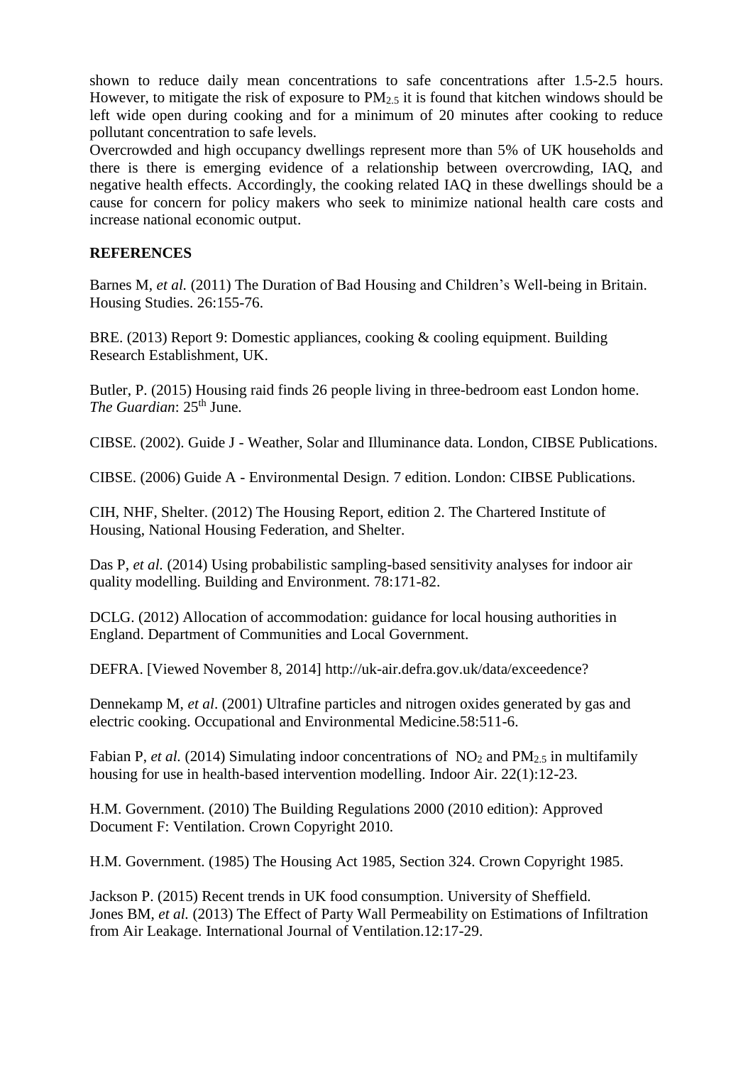shown to reduce daily mean concentrations to safe concentrations after 1.5-2.5 hours. However, to mitigate the risk of exposure to $PM_{2.5}$ it is found that kitchen windows should be left wide open during cooking and for a minimum of 20 minutes after cooking to reduce pollutant concentration to safe levels.

Overcrowded and high occupancy dwellings represent more than 5% of UK households and there is there is emerging evidence of a relationship between overcrowding, IAQ, and negative health effects. Accordingly, the cooking related IAQ in these dwellings should be a cause for concern for policy makers who seek to minimize national health care costs and increase national economic output.

## REFERENCES

Barnes M, *et al.* (2011) The Duration of Bad Housing and Children's Well-being in Britain. Housing Studies. 26:155-76.

BRE. (2013) Report 9: Domestic appliances, cooking & cooling equipment. Building Research Establishment, UK.

Butler, P. (2015) Housing raid finds 26 people living in three-bedroom east London home. *The Guardian*: 25th June.

CIBSE. (2002). Guide J - Weather, Solar and Illuminance data. London, CIBSE Publications.

CIBSE. (2006) Guide A - Environmental Design. 7 edition. London: CIBSE Publications.

CIH, NHF, Shelter. (2012) The Housing Report, edition 2. The Chartered Institute of Housing, National Housing Federation, and Shelter.

Das P, *et al.* (2014) Using probabilistic sampling-based sensitivity analyses for indoor air quality modelling. Building and Environment. 78:171-82.

DCLG. (2012) Allocation of accommodation: guidance for local housing authorities in England. Department of Communities and Local Government.

DEFRA. [Viewed November 8, 2014] http://uk-air.defra.gov.uk/data/exceedence?

Dennekamp M, *et al*. (2001) Ultrafine particles and nitrogen oxides generated by gas and electric cooking. Occupational and Environmental Medicine.58:511-6.

Fabian P, *et al.* (2014) Simulating indoor concentrations of $NO_2$ and $PM_{2.5}$ in multifamily housing for use in health-based intervention modelling. Indoor Air. 22(1):12-23.

H.M. Government. (2010) The Building Regulations 2000 (2010 edition): Approved Document F: Ventilation. Crown Copyright 2010.

H.M. Government. (1985) The Housing Act 1985, Section 324. Crown Copyright 1985.

Jackson P. (2015) Recent trends in UK food consumption. University of Sheffield.

Jones BM, *et al.* (2013) The Effect of Party Wall Permeability on Estimations of Infiltration from Air Leakage. International Journal of Ventilation.12:17-29.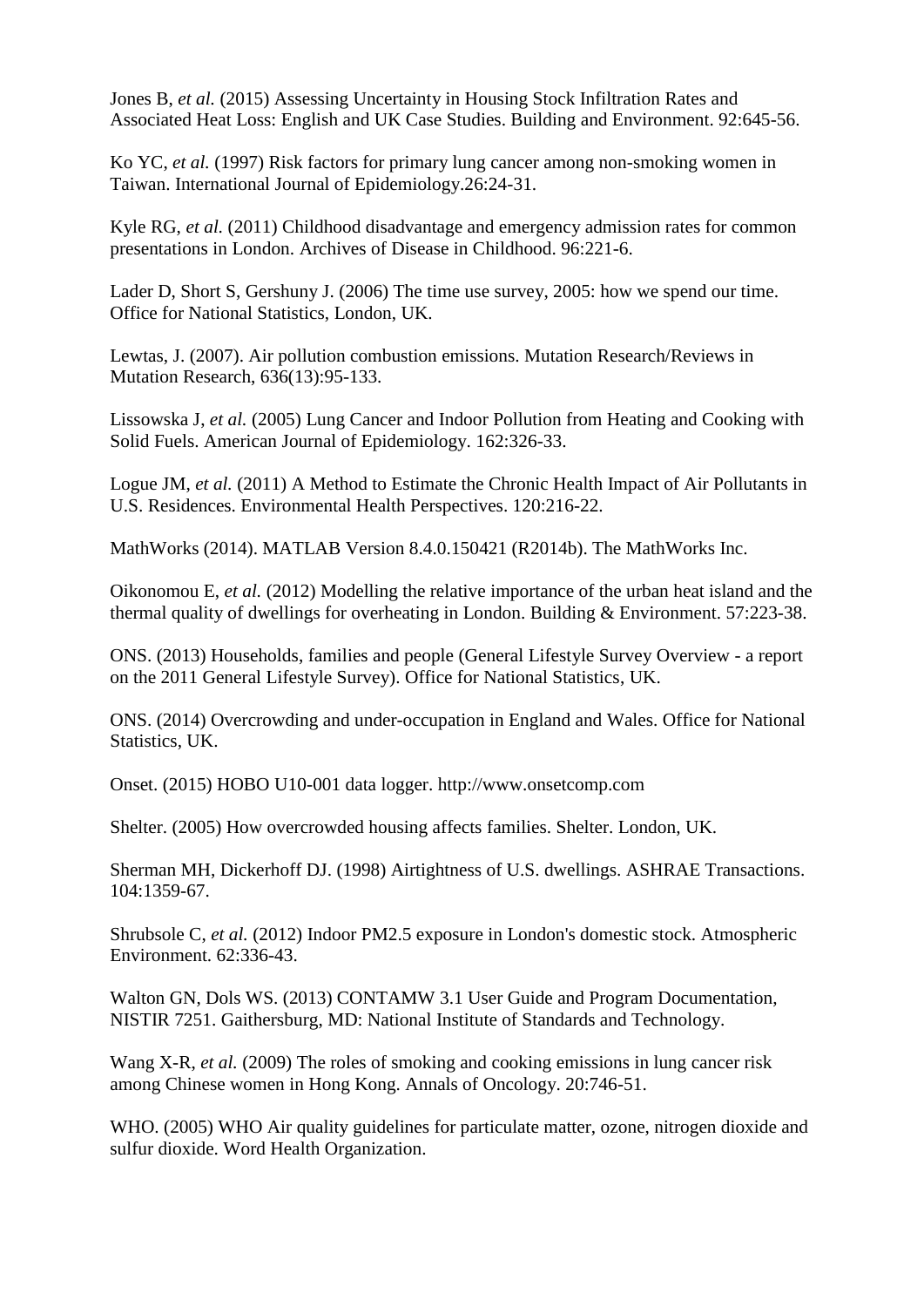Jones B, *et al.* (2015) Assessing Uncertainty in Housing Stock Infiltration Rates and Associated Heat Loss: English and UK Case Studies. Building and Environment. 92:645-56.

Ko YC, *et al.* (1997) Risk factors for primary lung cancer among non-smoking women in Taiwan. International Journal of Epidemiology.26:24-31.

Kyle RG, *et al.* (2011) Childhood disadvantage and emergency admission rates for common presentations in London. Archives of Disease in Childhood. 96:221-6.

Lader D, Short S, Gershuny J. (2006) The time use survey, 2005: how we spend our time. Office for National Statistics, London, UK.

Lewtas, J. (2007). Air pollution combustion emissions. Mutation Research/Reviews in Mutation Research, 636(13):95-133.

Lissowska J, *et al.* (2005) Lung Cancer and Indoor Pollution from Heating and Cooking with Solid Fuels. American Journal of Epidemiology. 162:326-33.

Logue JM, *et al.* (2011) A Method to Estimate the Chronic Health Impact of Air Pollutants in U.S. Residences. Environmental Health Perspectives. 120:216-22.

MathWorks (2014). MATLAB Version 8.4.0.150421 (R2014b). The MathWorks Inc.

Oikonomou E, *et al.* (2012) Modelling the relative importance of the urban heat island and the thermal quality of dwellings for overheating in London. Building & Environment. 57:223-38.

ONS. (2013) Households, families and people (General Lifestyle Survey Overview - a report on the 2011 General Lifestyle Survey). Office for National Statistics, UK.

ONS. (2014) Overcrowding and under-occupation in England and Wales. Office for National Statistics, UK.

Onset. (2015) HOBO U10-001 data logger. http://www.onsetcomp.com

Shelter. (2005) How overcrowded housing affects families. Shelter. London, UK.

Sherman MH, Dickerhoff DJ. (1998) Airtightness of U.S. dwellings. ASHRAE Transactions. 104:1359-67.

Shrubsole C, *et al.* (2012) Indoor PM2.5 exposure in London's domestic stock. Atmospheric Environment. 62:336-43.

Walton GN, Dols WS. (2013) CONTAMW 3.1 User Guide and Program Documentation, NISTIR 7251. Gaithersburg, MD: National Institute of Standards and Technology.

Wang X-R, *et al.* (2009) The roles of smoking and cooking emissions in lung cancer risk among Chinese women in Hong Kong. Annals of Oncology. 20:746-51.

WHO. (2005) WHO Air quality guidelines for particulate matter, ozone, nitrogen dioxide and sulfur dioxide. Word Health Organization.